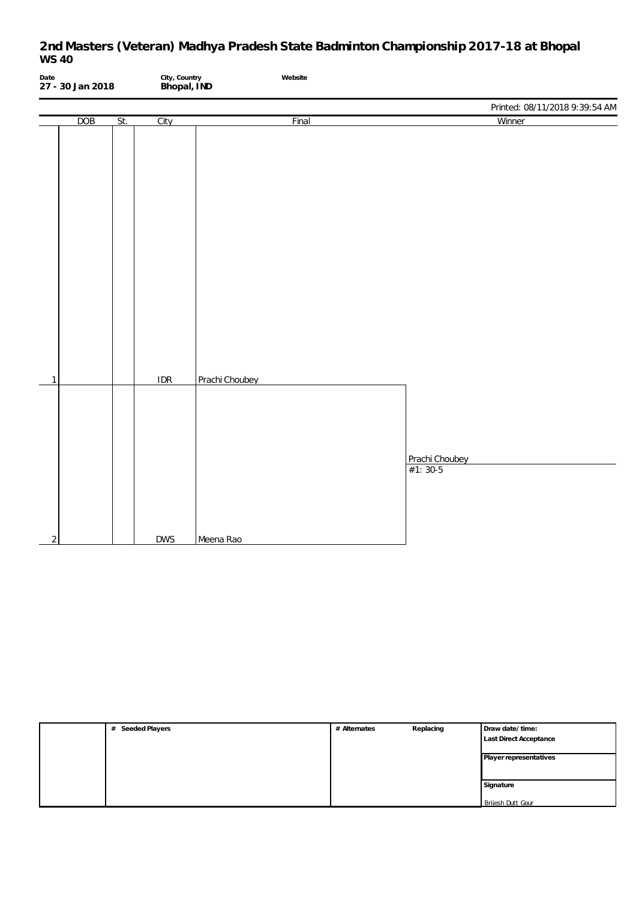# 2nd Masters (Veteran) Madhya Pradesh State Badminton Championship 2017-18 at Bhopal

## WS 40

**Date**
**27 - 30 Jan 2018**

**City, Country**
**Bhopal, IND**

**Website**

Printed: 08/11/2018 9:39:54 AM

| | DOB | St. | City | Final | Winner |
|---|---|---|---|---|---|
| 1 | | | IDR | Prachi Choubey | |
| | | | | | Prachi Choubey<br>#1: 30-5 |
| 2 | | | DWS | Meena Rao | |

| | # Seeded Players | # Alternates | Replacing | Draw date/time: |
|---|---|---|---|---|
| | | | | **Last Direct Acceptance** |
| | | | | **Player representatives** |
| | | | | **Signature** |
| | | | | Brijesh Dutt Gour |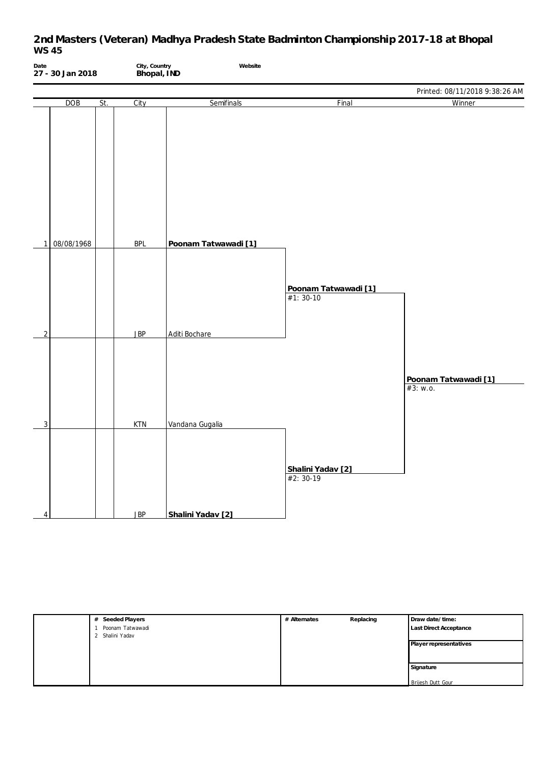# 2nd Masters (Veteran) Madhya Pradesh State Badminton Championship 2017-18 at Bhopal
## WS 45

**Date**
27 - 30 Jan 2018

**City, Country**
Bhopal, IND

**Website**

Printed: 08/11/2018 9:38:26 AM

| # | DOB | St. | City | Semifinals | Final | Winner |
|---|---|---|---|---|---|---|
| 1 | 08/08/1968 | | BPL | **Poonam Tatwawadi [1]** | | |
| | | | | | **Poonam Tatwawadi [1]** #1: 30-10 | |
| 2 | | | JBP | Aditi Bochare | | |
| | | | | | | **Poonam Tatwawadi [1]** #3: w.o. |
| 3 | | | KTN | Vandana Gugalia | | |
| | | | | | **Shalini Yadav [2]** #2: 30-19 | |
| 4 | | | JBP | **Shalini Yadav [2]** | | |

| # Seeded Players | # Alternates | Replacing | Draw date/time: |
|---|---|---|---|
| 1 Poonam Tatwawadi | | | Last Direct Acceptance |
| 2 Shalini Yadav | | | Player representatives |
| | | | Signature |
| | | | Brijesh Dutt Gour |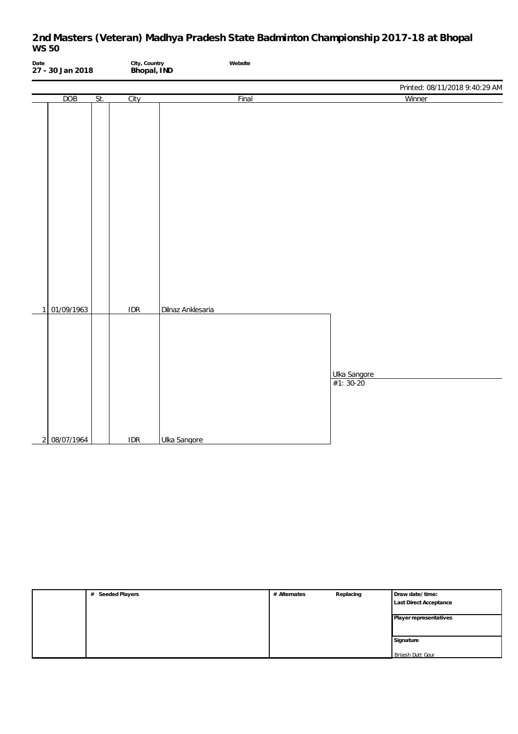# 2nd Masters (Veteran) Madhya Pradesh State Badminton Championship 2017-18 at Bhopal
## WS 50

**Date**
**27 - 30 Jan 2018**

**City, Country**
**Bhopal, IND**

**Website**

Printed: 08/11/2018 9:40:29 AM

| | DOB | St. | City | Final | Winner |
|---|---|---|---|---|---|
| 1 | 01/09/1963 | | IDR | Dilnaz Anklesaria | |
| | | | | | Ulka Sangore |
| | | | | | #1: 30-20 |
| 2 | 08/07/1964 | | IDR | Ulka Sangore | |

| | # Seeded Players | # Alternates | Replacing | Draw date/time: |
|---|---|---|---|---|
| | | | | Last Direct Acceptance |
| | | | | Player representatives |
| | | | | Signature |
| | | | | Brijesh Dutt Gour |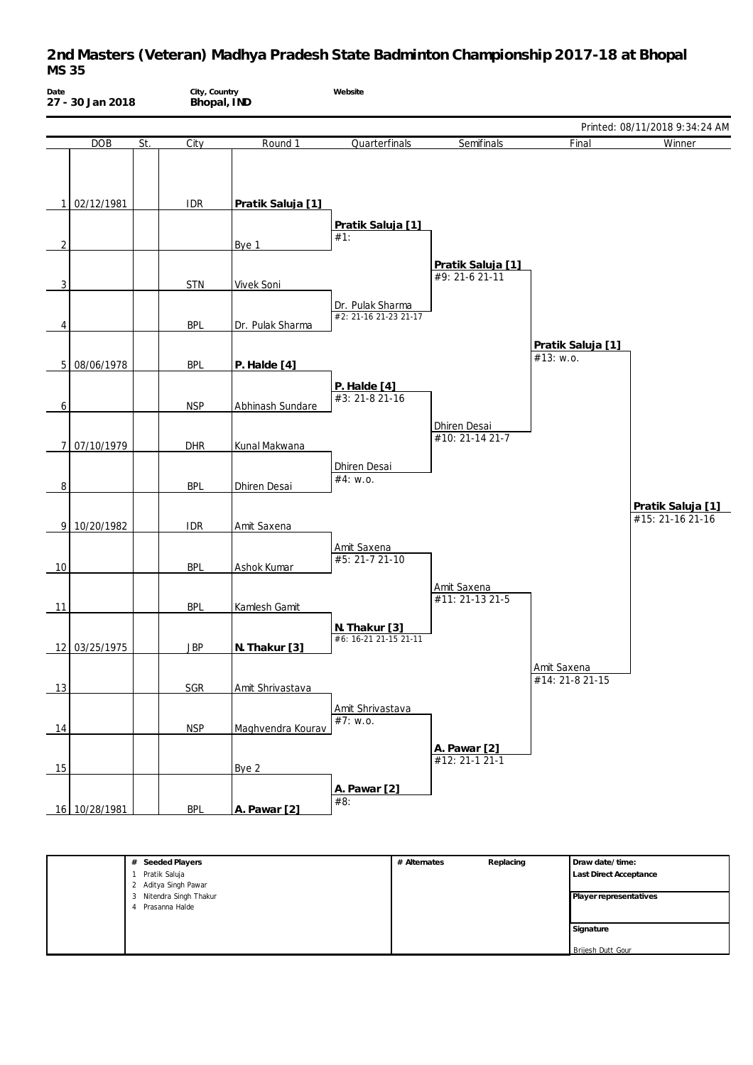# 2nd Masters (Veteran) Madhya Pradesh State Badminton Championship 2017-18 at Bhopal

## MS 35

**Date**
**27 - 30 Jan 2018**

**City, Country**
**Bhopal, IND**

**Website**

Printed: 08/11/2018 9:34:24 AM

| # | DOB | St. | City | Round 1 | Quarterfinals | Semifinals | Final | Winner |
|---|---|---|---|---|---|---|---|---|
| 1 | 02/12/1981 | | IDR | **Pratik Saluja [1]** | | | | |
| | | | | | **Pratik Saluja [1]** #1: | | | |
| 2 | | | | Bye 1 | | | | |
| | | | | | | **Pratik Saluja [1]** #9: 21-6 21-11 | | |
| 3 | | | STN | Vivek Soni | | | | |
| | | | | | Dr. Pulak Sharma #2: 21-16 21-23 21-17 | | | |
| 4 | | | BPL | Dr. Pulak Sharma | | | | |
| | | | | | | | **Pratik Saluja [1]** #13: w.o. | |
| 5 | 08/06/1978 | | BPL | **P. Halde [4]** | | | | |
| | | | | | **P. Halde [4]** #3: 21-8 21-16 | | | |
| 6 | | | NSP | Abhinash Sundare | | | | |
| | | | | | | Dhiren Desai #10: 21-14 21-7 | | |
| 7 | 07/10/1979 | | DHR | Kunal Makwana | | | | |
| | | | | | Dhiren Desai #4: w.o. | | | |
| 8 | | | BPL | Dhiren Desai | | | | |
| | | | | | | | | **Pratik Saluja [1]** #15: 21-16 21-16 |
| 9 | 10/20/1982 | | IDR | Amit Saxena | | | | |
| | | | | | Amit Saxena #5: 21-7 21-10 | | | |
| 10 | | | BPL | Ashok Kumar | | | | |
| | | | | | | Amit Saxena #11: 21-13 21-5 | | |
| 11 | | | BPL | Kamlesh Gamit | | | | |
| | | | | | **N. Thakur [3]** #6: 16-21 21-15 21-11 | | | |
| 12 | 03/25/1975 | | JBP | **N. Thakur [3]** | | | | |
| | | | | | | | Amit Saxena #14: 21-8 21-15 | |
| 13 | | | SGR | Amit Shrivastava | | | | |
| | | | | | Amit Shrivastava #7: w.o. | | | |
| 14 | | | NSP | Maghvendra Kourav | | | | |
| | | | | | | **A. Pawar [2]** #12: 21-1 21-1 | | |
| 15 | | | | Bye 2 | | | | |
| | | | | | **A. Pawar [2]** #8: | | | |
| 16 | 10/28/1981 | | BPL | **A. Pawar [2]** | | | | |

| # | Seeded Players | # Alternates | Replacing | Draw date/time: |
|---|---|---|---|---|
| 1 | Pratik Saluja | | | Last Direct Acceptance |
| 2 | Aditya Singh Pawar | | | |
| 3 | Nitendra Singh Thakur | | | Player representatives |
| 4 | Prasanna Halde | | | |
| | | | | Signature |
| | | | | Brijesh Dutt Gour |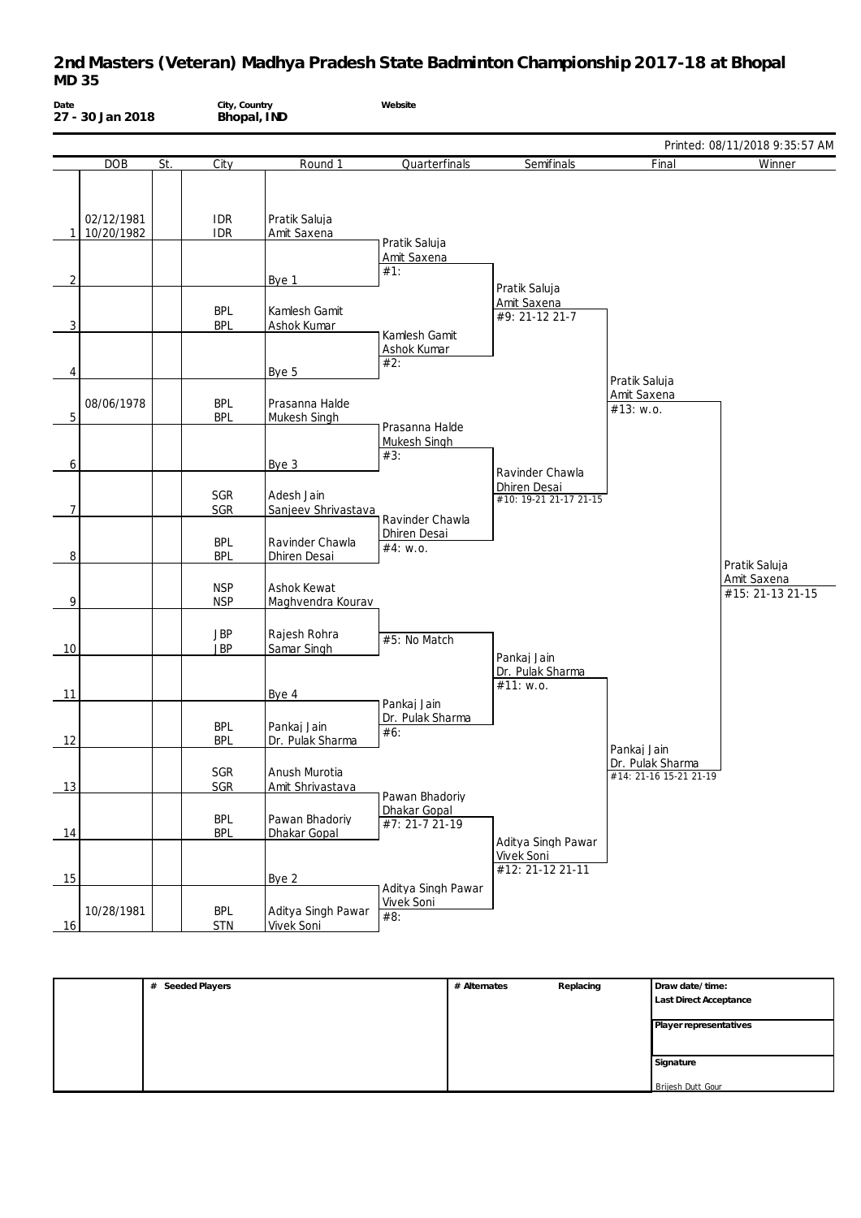# 2nd Masters (Veteran) Madhya Pradesh State Badminton Championship 2017-18 at Bhopal

## MD 35

**Date**
27 - 30 Jan 2018

**City, Country**
Bhopal, IND

**Website**

Printed: 08/11/2018 9:35:57 AM

| | DOB | St. | City | Round 1 | Quarterfinals | Semifinals | Final | Winner |
|---|---|---|---|---|---|---|---|---|
| 1 | 02/12/1981<br>10/20/1982 | | IDR<br>IDR | Pratik Saluja<br>Amit Saxena | Pratik Saluja<br>Amit Saxena<br>#1: | | | |
| 2 | | | | Bye 1 | | Pratik Saluja<br>Amit Saxena<br>#9: 21-12 21-7 | | |
| 3 | | | BPL<br>BPL | Kamlesh Gamit<br>Ashok Kumar | Kamlesh Gamit<br>Ashok Kumar<br>#2: | | | |
| 4 | | | | Bye 5 | | | Pratik Saluja<br>Amit Saxena<br>#13: w.o. | |
| 5 | 08/06/1978 | | BPL<br>BPL | Prasanna Halde<br>Mukesh Singh | Prasanna Halde<br>Mukesh Singh<br>#3: | | | |
| 6 | | | | Bye 3 | | Ravinder Chawla<br>Dhiren Desai<br>#10: 19-21 21-17 21-15 | | |
| 7 | | | SGR<br>SGR | Adesh Jain<br>Sanjeev Shrivastava | Ravinder Chawla<br>Dhiren Desai<br>#4: w.o. | | | |
| 8 | | | BPL<br>BPL | Ravinder Chawla<br>Dhiren Desai | | | | Pratik Saluja<br>Amit Saxena<br>#15: 21-13 21-15 |
| 9 | | | NSP<br>NSP | Ashok Kewat<br>Maghvendra Kourav | #5: No Match | | | |
| 10 | | | JBP<br>JBP | Rajesh Rohra<br>Samar Singh | | Pankaj Jain<br>Dr. Pulak Sharma<br>#11: w.o. | | |
| 11 | | | | Bye 4 | Pankaj Jain<br>Dr. Pulak Sharma<br>#6: | | | |
| 12 | | | BPL<br>BPL | Pankaj Jain<br>Dr. Pulak Sharma | | | Pankaj Jain<br>Dr. Pulak Sharma<br>#14: 21-16 15-21 21-19 | |
| 13 | | | SGR<br>SGR | Anush Murotia<br>Amit Shrivastava | Pawan Bhadoriy<br>Dhakar Gopal<br>#7: 21-7 21-19 | | | |
| 14 | | | BPL<br>BPL | Pawan Bhadoriy<br>Dhakar Gopal | | Aditya Singh Pawar<br>Vivek Soni<br>#12: 21-12 21-11 | | |
| 15 | | | | Bye 2 | Aditya Singh Pawar<br>Vivek Soni<br>#8: | | | |
| 16 | 10/28/1981 | | BPL<br>STN | Aditya Singh Pawar<br>Vivek Soni | | | | |

| # Seeded Players | # Alternates | Replacing | Draw date/time: |
|---|---|---|---|
| | | | Last Direct Acceptance |
| | | | Player representatives |
| | | | Signature |
| | | | Brijesh Dutt Gour |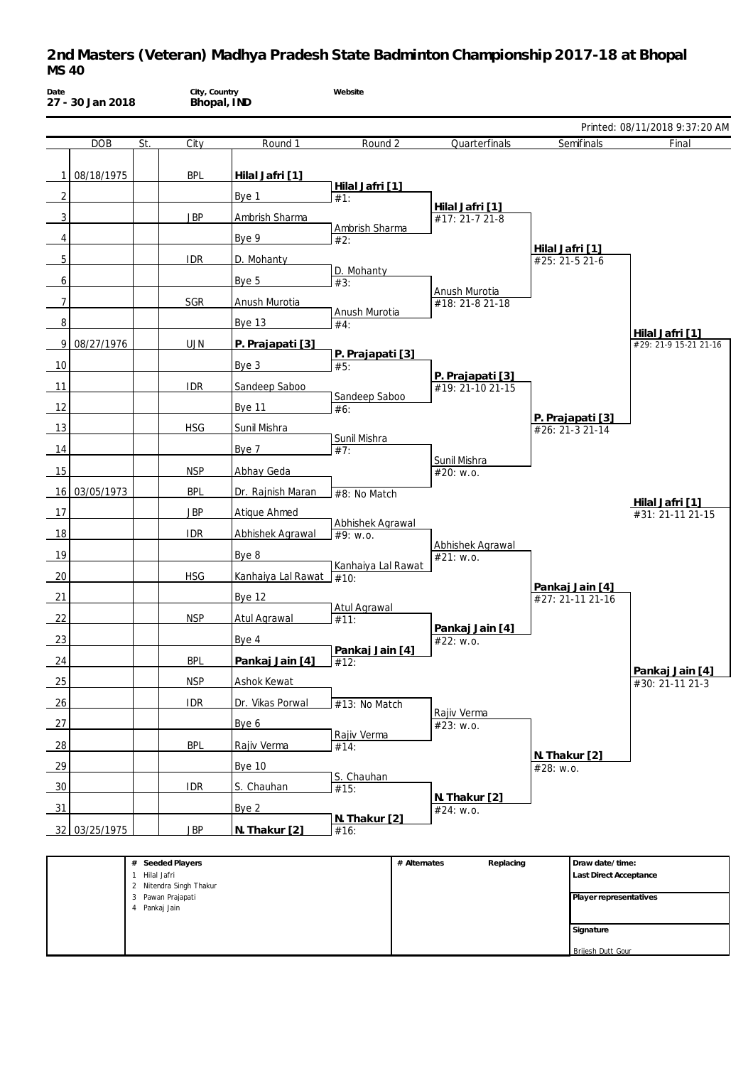# 2nd Masters (Veteran) Madhya Pradesh State Badminton Championship 2017-18 at Bhopal

## MS 40

| Date | City, Country | Website |
|---|---|---|
| 27 - 30 Jan 2018 | Bhopal, IND | |

Printed: 08/11/2018 9:37:20 AM

| # | DOB | St. | City | Round 1 | Round 2 | Quarterfinals | Semifinals | Final |
|---|---|---|---|---|---|---|---|---|
| 1 | 08/18/1975 | | BPL | **Hilal Jafri [1]** | **Hilal Jafri [1]** #1: | **Hilal Jafri [1]** #17: 21-7 21-8 | **Hilal Jafri [1]** #25: 21-5 21-6 | **Hilal Jafri [1]** #29: 21-9 15-21 21-16 |
| 2 | | | | Bye 1 | | | | |
| 3 | | | JBP | Ambrish Sharma | Ambrish Sharma #2: | | | |
| 4 | | | | Bye 9 | | | | |
| 5 | | | IDR | D. Mohanty | D. Mohanty #3: | Anush Murotia #18: 21-8 21-18 | | |
| 6 | | | | Bye 5 | | | | |
| 7 | | | SGR | Anush Murotia | Anush Murotia #4: | | | |
| 8 | | | | Bye 13 | | | | |
| 9 | 08/27/1976 | | UJN | **P. Prajapati [3]** | **P. Prajapati [3]** #5: | **P. Prajapati [3]** #19: 21-10 21-15 | **P. Prajapati [3]** #26: 21-3 21-14 | |
| 10 | | | | Bye 3 | | | | |
| 11 | | | IDR | Sandeep Saboo | Sandeep Saboo #6: | | | |
| 12 | | | | Bye 11 | | | | |
| 13 | | | HSG | Sunil Mishra | Sunil Mishra #7: | Sunil Mishra #20: w.o. | | |
| 14 | | | | Bye 7 | | | | |
| 15 | | | NSP | Abhay Geda | #8: No Match | | | |
| 16 | 03/05/1973 | | BPL | Dr. Rajnish Maran | | | | **Hilal Jafri [1]** #31: 21-11 21-15 |
| 17 | | | JBP | Atique Ahmed | Abhishek Agrawal #9: w.o. | Abhishek Agrawal #21: w.o. | **Pankaj Jain [4]** #27: 21-11 21-16 | **Pankaj Jain [4]** #30: 21-11 21-3 |
| 18 | | | IDR | Abhishek Agrawal | | | | |
| 19 | | | | Bye 8 | Kanhaiya Lal Rawat #10: | | | |
| 20 | | | HSG | Kanhaiya Lal Rawat | | | | |
| 21 | | | | Bye 12 | Atul Agrawal #11: | **Pankaj Jain [4]** #22: w.o. | | |
| 22 | | | NSP | Atul Agrawal | | | | |
| 23 | | | | Bye 4 | **Pankaj Jain [4]** #12: | | | |
| 24 | | | BPL | **Pankaj Jain [4]** | | | | |
| 25 | | | NSP | Ashok Kewat | #13: No Match | Rajiv Verma #23: w.o. | **N. Thakur [2]** #28: w.o. | |
| 26 | | | IDR | Dr. Vikas Porwal | | | | |
| 27 | | | | Bye 6 | Rajiv Verma #14: | | | |
| 28 | | | BPL | Rajiv Verma | | | | |
| 29 | | | | Bye 10 | S. Chauhan #15: | **N. Thakur [2]** #24: w.o. | | |
| 30 | | | IDR | S. Chauhan | | | | |
| 31 | | | | Bye 2 | **N. Thakur [2]** #16: | | | |
| 32 | 03/25/1975 | | JBP | **N. Thakur [2]** | | | | |

| # | Seeded Players | # Alternates | Replacing | Draw date/time: |
|---|---|---|---|---|
| 1 | Hilal Jafri | | | Last Direct Acceptance |
| 2 | Nitendra Singh Thakur | | | |
| 3 | Pawan Prajapati | | | Player representatives |
| 4 | Pankaj Jain | | | |
| | | | | Signature |
| | | | | Brijesh Dutt Gour |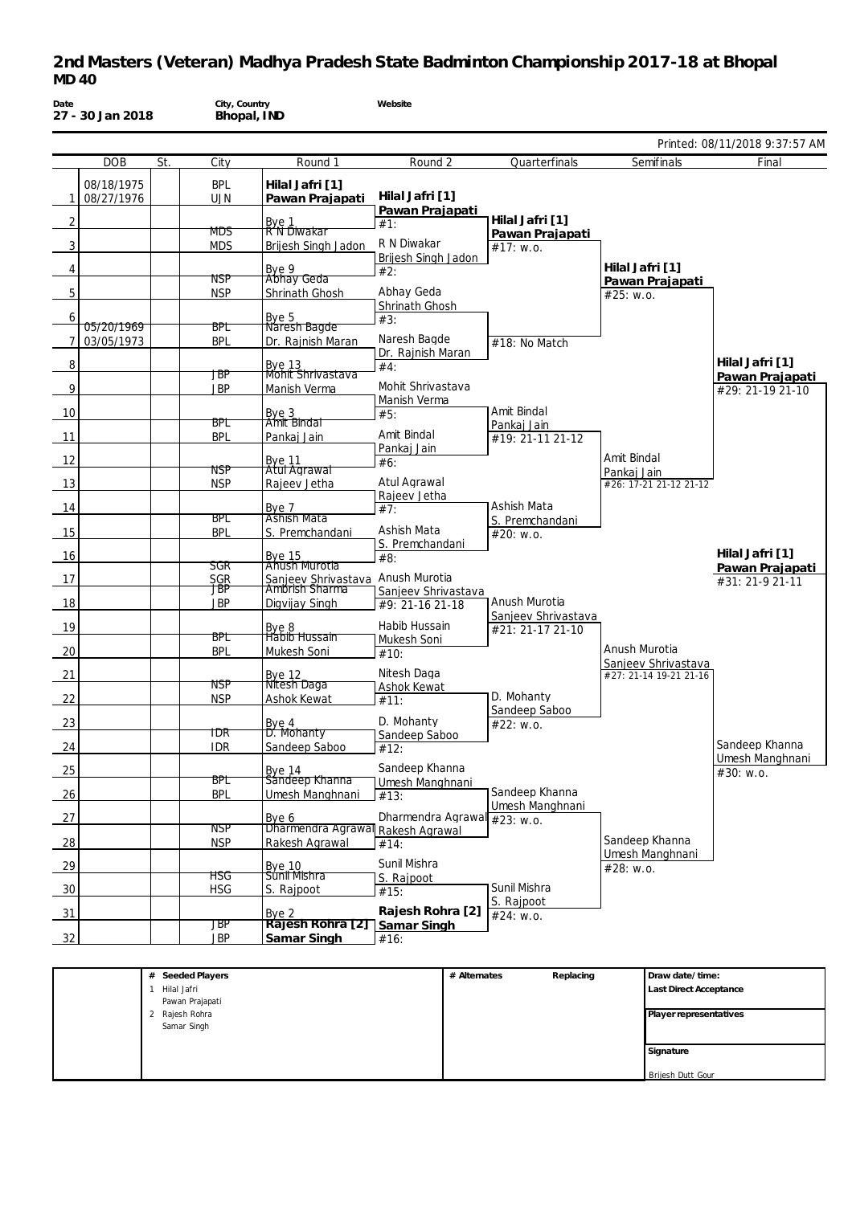# 2nd Masters (Veteran) Madhya Pradesh State Badminton Championship 2017-18 at Bhopal

## MD 40

**Date** 27 - 30 Jan 2018

**City, Country** Bhopal, IND

**Website**

Printed: 08/11/2018 9:37:57 AM

| # | DOB | St. | City | Round 1 | Round 2 | Quarterfinals | Semifinals | Final |
|---|---|---|---|---|---|---|---|---|
| 1 | 08/18/1975<br>08/27/1976 | | BPL<br>UJN | **Hilal Jafri [1]**<br>**Pawan Prajapati** | **Hilal Jafri [1]**<br>**Pawan Prajapati**<br>#1: | **Hilal Jafri [1]**<br>**Pawan Prajapati**<br>#17: w.o. | **Hilal Jafri [1]**<br>**Pawan Prajapati**<br>#25: w.o. | **Hilal Jafri [1]**<br>**Pawan Prajapati**<br>#29: 21-19 21-10 |
| 2 | | | | Bye 1 | | | | |
| 3 | | | MDS<br>MDS | R N Diwakar<br>Brijesh Singh Jadon | R N Diwakar<br>Brijesh Singh Jadon<br>#2: | | | |
| 4 | | | | Bye 9 | | | | |
| 5 | | | NSP<br>NSP | Abhay Geda<br>Shrinath Ghosh | Abhay Geda<br>Shrinath Ghosh<br>#3: | #18: No Match | | |
| 6 | | | | Bye 5 | | | | |
| 7 | 05/20/1969<br>03/05/1973 | | BPL<br>BPL | Naresh Bagde<br>Dr. Rajnish Maran | Naresh Bagde<br>Dr. Rajnish Maran<br>#4: | | | |
| 8 | | | | Bye 13 | | | | |
| 9 | | | JBP<br>JBP | Mohit Shrivastava<br>Manish Verma | Mohit Shrivastava<br>Manish Verma<br>#5: | Amit Bindal<br>Pankaj Jain<br>#19: 21-11 21-12 | Amit Bindal<br>Pankaj Jain<br>#26: 17-21 21-12 21-12 | |
| 10 | | | | Bye 3 | | | | |
| 11 | | | BPL<br>BPL | Amit Bindal<br>Pankaj Jain | Amit Bindal<br>Pankaj Jain<br>#6: | | | |
| 12 | | | | Bye 11 | | | | |
| 13 | | | NSP<br>NSP | Atul Agrawal<br>Rajeev Jetha | Atul Agrawal<br>Rajeev Jetha<br>#7: | Ashish Mata<br>S. Premchandani<br>#20: w.o. | | |
| 14 | | | | Bye 7 | | | | |
| 15 | | | BPL<br>BPL | Ashish Mata<br>S. Premchandani | Ashish Mata<br>S. Premchandani<br>#8: | | | **Hilal Jafri [1]**<br>**Pawan Prajapati**<br>#31: 21-9 21-11 |
| 16 | | | | Bye 15 | | | | |
| 17 | | | SGR<br>SGR | Anush Murotia<br>Sanjeev Shrivastava | Anush Murotia<br>Sanjeev Shrivastava<br>#9: 21-16 21-18 | Anush Murotia<br>Sanjeev Shrivastava<br>#21: 21-17 21-10 | Anush Murotia<br>Sanjeev Shrivastava<br>#27: 21-14 19-21 21-16 | |
| 18 | | | JBP<br>JBP | Ambrish Sharma<br>Digvijay Singh | | | | |
| 19 | | | | Bye 8 | | | | |
| 20 | | | BPL<br>BPL | Habib Hussain<br>Mukesh Soni | Habib Hussain<br>Mukesh Soni<br>#10: | | | |
| 21 | | | | Bye 12 | | | | |
| 22 | | | NSP<br>NSP | Nitesh Daga<br>Ashok Kewat | Nitesh Daga<br>Ashok Kewat<br>#11: | D. Mohanty<br>Sandeep Saboo<br>#22: w.o. | | |
| 23 | | | | Bye 4 | | | | |
| 24 | | | IDR<br>IDR | D. Mohanty<br>Sandeep Saboo | D. Mohanty<br>Sandeep Saboo<br>#12: | | | Sandeep Khanna<br>Umesh Manghnani<br>#30: w.o. |
| 25 | | | | Bye 14 | | | | |
| 26 | | | BPL<br>BPL | Sandeep Khanna<br>Umesh Manghnani | Sandeep Khanna<br>Umesh Manghnani<br>#13: | Sandeep Khanna<br>Umesh Manghnani<br>#23: w.o. | Sandeep Khanna<br>Umesh Manghnani<br>#28: w.o. | |
| 27 | | | | Bye 6 | | | | |
| 28 | | | NSP<br>NSP | Dharmendra Agrawal<br>Rakesh Agrawal | Dharmendra Agrawal<br>Rakesh Agrawal<br>#14: | | | |
| 29 | | | | Bye 10 | | | | |
| 30 | | | HSG<br>HSG | Sunil Mishra<br>S. Rajpoot | Sunil Mishra<br>S. Rajpoot<br>#15: | Sunil Mishra<br>S. Rajpoot<br>#24: w.o. | | |
| 31 | | | | Bye 2 | | | | |
| 32 | | | JBP<br>JBP | **Rajesh Rohra [2]**<br>**Samar Singh** | **Rajesh Rohra [2]**<br>**Samar Singh**<br>#16: | | | |

| # | Seeded Players | # Alternates | Replacing | Draw date/time: |
|---|---|---|---|---|
| 1 | Hilal Jafri<br>Pawan Prajapati | | | Last Direct Acceptance |
| 2 | Rajesh Rohra<br>Samar Singh | | | Player representatives |
| | | | | Signature<br>Brijesh Dutt Gour |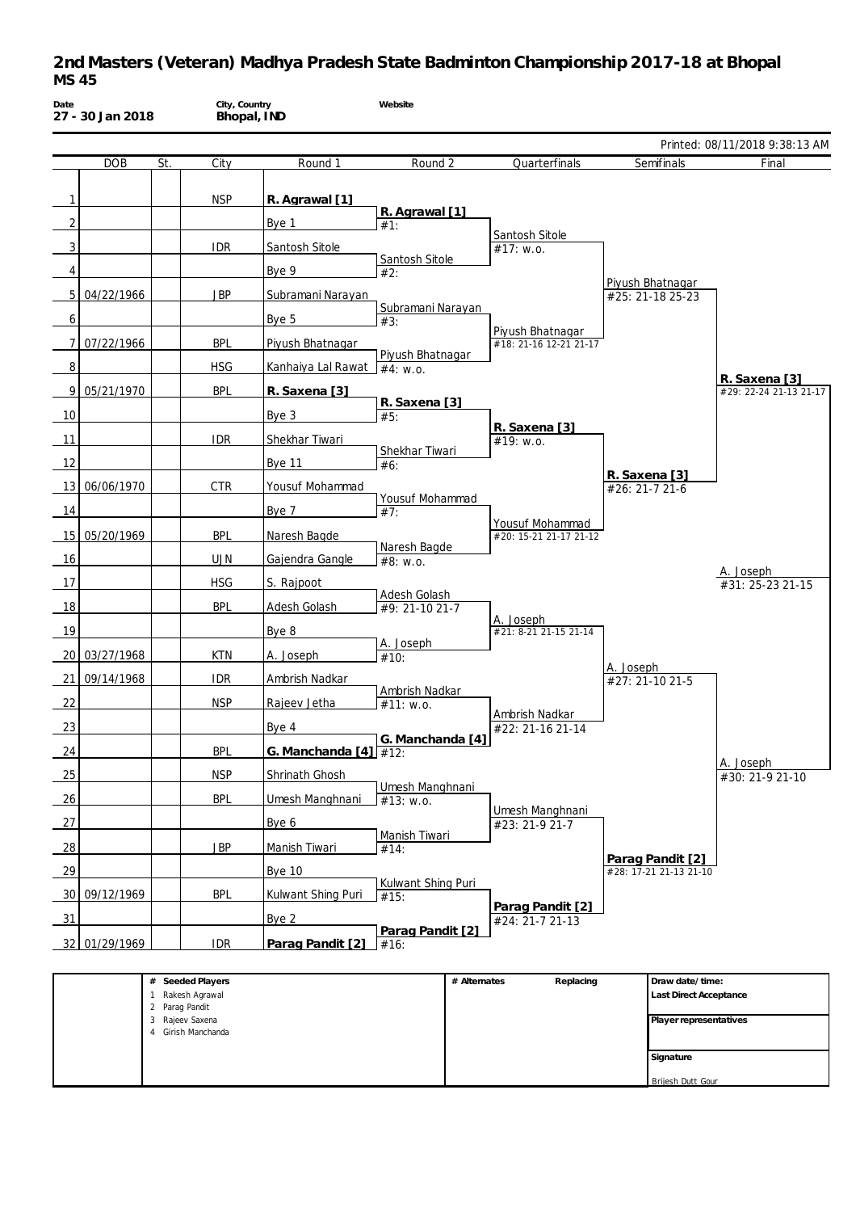# 2nd Masters (Veteran) Madhya Pradesh State Badminton Championship 2017-18 at Bhopal

## MS 45

**Date** 27 - 30 Jan 2018 | **City, Country** Bhopal, IND | **Website**

Printed: 08/11/2018 9:38:13 AM

| | DOB | St. | City | Round 1 | Round 2 | Quarterfinals | Semifinals | Final |
|---|---|---|---|---|---|---|---|---|
| 1 | | | NSP | **R. Agrawal [1]** | | | | |
| | | | | | **R. Agrawal [1]** #1: | | | |
| 2 | | | | Bye 1 | | | | |
| | | | | | | Santosh Sitole #17: w.o. | | |
| 3 | | | IDR | Santosh Sitole | | | | |
| | | | | | Santosh Sitole #2: | | | |
| 4 | | | | Bye 9 | | | | |
| | | | | | | | Piyush Bhatnagar #25: 21-18 25-23 | |
| 5 | 04/22/1966 | | JBP | Subramani Narayan | | | | |
| | | | | | Subramani Narayan #3: | | | |
| 6 | | | | Bye 5 | | | | |
| | | | | | | Piyush Bhatnagar #18: 21-16 12-21 21-17 | | |
| 7 | 07/22/1966 | | BPL | Piyush Bhatnagar | | | | |
| | | | | | Piyush Bhatnagar #4: w.o. | | | |
| 8 | | | HSG | Kanhaiya Lal Rawat | | | | |
| | | | | | | | | **R. Saxena [3]** #29: 22-24 21-13 21-17 |
| 9 | 05/21/1970 | | BPL | **R. Saxena [3]** | | | | |
| | | | | | **R. Saxena [3]** #5: | | | |
| 10 | | | | Bye 3 | | | | |
| | | | | | | **R. Saxena [3]** #19: w.o. | | |
| 11 | | | IDR | Shekhar Tiwari | | | | |
| | | | | | Shekhar Tiwari #6: | | | |
| 12 | | | | Bye 11 | | | | |
| | | | | | | | **R. Saxena [3]** #26: 21-7 21-6 | |
| 13 | 06/06/1970 | | CTR | Yousuf Mohammad | | | | |
| | | | | | Yousuf Mohammad #7: | | | |
| 14 | | | | Bye 7 | | | | |
| | | | | | | Yousuf Mohammad #20: 15-21 21-17 21-12 | | |
| 15 | 05/20/1969 | | BPL | Naresh Bagde | | | | |
| | | | | | Naresh Bagde #8: w.o. | | | |
| 16 | | | UJN | Gajendra Gangle | | | | |
| | | | | | | | | A. Joseph #31: 25-23 21-15 |
| 17 | | | HSG | S. Rajpoot | | | | |
| | | | | | Adesh Golash #9: 21-10 21-7 | | | |
| 18 | | | BPL | Adesh Golash | | | | |
| | | | | | | A. Joseph #21: 8-21 21-15 21-14 | | |
| 19 | | | | Bye 8 | | | | |
| | | | | | A. Joseph #10: | | | |
| 20 | 03/27/1968 | | KTN | A. Joseph | | | | |
| | | | | | | | A. Joseph #27: 21-10 21-5 | |
| 21 | 09/14/1968 | | IDR | Ambrish Nadkar | | | | |
| | | | | | Ambrish Nadkar #11: w.o. | | | |
| 22 | | | NSP | Rajeev Jetha | | | | |
| | | | | | | Ambrish Nadkar #22: 21-16 21-14 | | |
| 23 | | | | Bye 4 | | | | |
| | | | | | **G. Manchanda [4]** #12: | | | |
| 24 | | | BPL | **G. Manchanda [4]** | | | | |
| | | | | | | | | A. Joseph #30: 21-9 21-10 |
| 25 | | | NSP | Shrinath Ghosh | | | | |
| | | | | | Umesh Manghnani #13: w.o. | | | |
| 26 | | | BPL | Umesh Manghnani | | | | |
| | | | | | | Umesh Manghnani #23: 21-9 21-7 | | |
| 27 | | | | Bye 6 | | | | |
| | | | | | Manish Tiwari #14: | | | |
| 28 | | | JBP | Manish Tiwari | | | | |
| | | | | | | | **Parag Pandit [2]** #28: 17-21 21-13 21-10 | |
| 29 | | | | Bye 10 | | | | |
| | | | | | Kulwant Shing Puri #15: | | | |
| 30 | 09/12/1969 | | BPL | Kulwant Shing Puri | | | | |
| | | | | | | **Parag Pandit [2]** #24: 21-7 21-13 | | |
| 31 | | | | Bye 2 | | | | |
| | | | | | **Parag Pandit [2]** #16: | | | |
| 32 | 01/29/1969 | | IDR | **Parag Pandit [2]** | | | | |

| # | Seeded Players | # Alternates | Replacing | |
|---|---|---|---|---|
| 1 | Rakesh Agrawal | | | **Draw date/time:** |
| 2 | Parag Pandit | | | **Last Direct Acceptance** |
| 3 | Rajeev Saxena | | | **Player representatives** |
| 4 | Girish Manchanda | | | **Signature** |
| | | | | Brijesh Dutt Gour |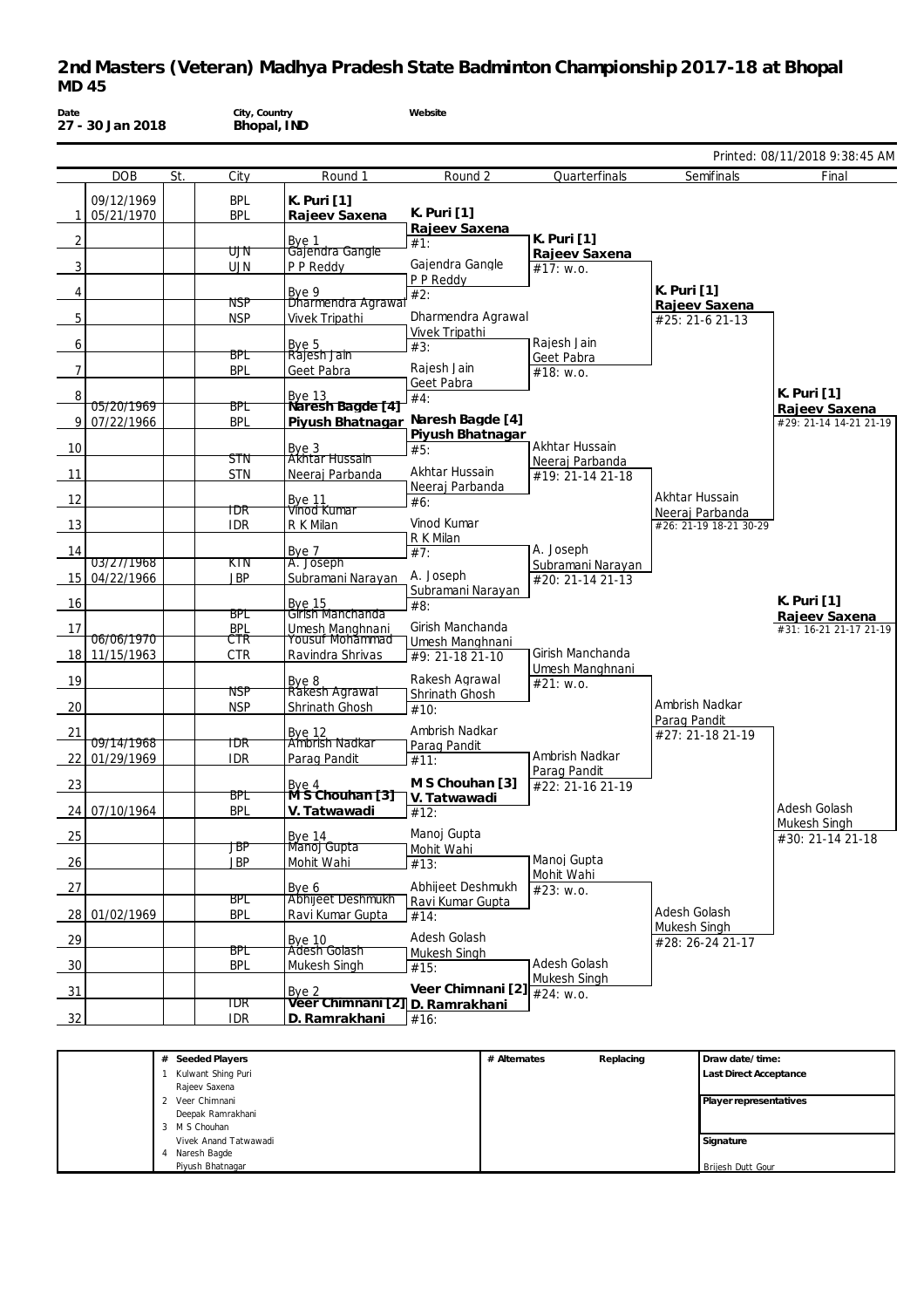# 2nd Masters (Veteran) Madhya Pradesh State Badminton Championship 2017-18 at Bhopal

## MD 45

**Date** 27 - 30 Jan 2018 | **City, Country** Bhopal, IND | **Website**

Printed: 08/11/2018 9:38:45 AM

| | DOB | St. | City | Round 1 | Round 2 | Quarterfinals | Semifinals | Final |
|---|---|---|---|---|---|---|---|---|
| 1 | 09/12/1969<br>05/21/1970 | | BPL<br>BPL | **K. Puri [1]**<br>**Rajeev Saxena** | **K. Puri [1]**<br>**Rajeev Saxena** | | | |
| 2 | | | | Bye 1 | #1: | **K. Puri [1]**<br>**Rajeev Saxena** | | |
| 3 | | | UJN<br>UJN | Gajendra Gangle<br>P P Reddy | Gajendra Gangle<br>P P Reddy | #17: w.o. | | |
| 4 | | | | Bye 9 | #2: | | **K. Puri [1]**<br>**Rajeev Saxena** | |
| 5 | | | NSP<br>NSP | Dharmendra Agrawal<br>Vivek Tripathi | Dharmendra Agrawal<br>Vivek Tripathi | | #25: 21-6 21-13 | |
| 6 | | | | Bye 5 | #3: | Rajesh Jain<br>Geet Pabra | | |
| 7 | | | BPL<br>BPL | Rajesh Jain<br>Geet Pabra | Rajesh Jain<br>Geet Pabra | #18: w.o. | | |
| 8 | | | | Bye 13 | #4: | | | **K. Puri [1]**<br>**Rajeev Saxena** |
| 9 | 05/20/1969<br>07/22/1966 | | BPL<br>BPL | **Naresh Bagde [4]**<br>**Piyush Bhatnagar** | **Naresh Bagde [4]**<br>**Piyush Bhatnagar** | | | #29: 21-14 14-21 21-19 |
| 10 | | | | Bye 3 | #5: | Akhtar Hussain<br>Neeraj Parbanda | | |
| 11 | | | STN<br>STN | Akhtar Hussain<br>Neeraj Parbanda | Akhtar Hussain<br>Neeraj Parbanda | #19: 21-14 21-18 | | |
| 12 | | | | Bye 11 | #6: | | Akhtar Hussain<br>Neeraj Parbanda | |
| 13 | | | IDR<br>IDR | Vinod Kumar<br>R K Milan | Vinod Kumar<br>R K Milan | | #26: 21-19 18-21 30-29 | |
| 14 | | | | Bye 7 | #7: | A. Joseph<br>Subramani Narayan | | |
| 15 | 03/27/1968<br>04/22/1966 | | KTN<br>JBP | A. Joseph<br>Subramani Narayan | A. Joseph<br>Subramani Narayan | #20: 21-14 21-13 | | |
| 16 | | | | Bye 15 | #8: | | | **K. Puri [1]**<br>**Rajeev Saxena** |
| 17 | | | BPL<br>BPL | Girish Manchanda<br>Umesh Manghnani | Girish Manchanda<br>Umesh Manghnani | | | #31: 16-21 21-17 21-19 |
| 18 | 06/06/1970<br>11/15/1963 | | CTR<br>CTR | Yousuf Mohammad<br>Ravindra Shrivas | #9: 21-18 21-10 | Girish Manchanda<br>Umesh Manghnani | | |
| 19 | | | | Bye 8 | Rakesh Agrawal<br>Shrinath Ghosh | #21: w.o. | | |
| 20 | | | NSP<br>NSP | Rakesh Agrawal<br>Shrinath Ghosh | #10: | | Ambrish Nadkar<br>Parag Pandit | |
| 21 | | | | Bye 12 | Ambrish Nadkar<br>Parag Pandit | | #27: 21-18 21-19 | |
| 22 | 09/14/1968<br>01/29/1969 | | IDR<br>IDR | Ambrish Nadkar<br>Parag Pandit | #11: | Ambrish Nadkar<br>Parag Pandit | | |
| 23 | | | | Bye 4 | **M S Chouhan [3]**<br>**V. Tatwawadi** | #22: 21-16 21-19 | | |
| 24 | 07/10/1964 | | BPL<br>BPL | **M S Chouhan [3]**<br>**V. Tatwawadi** | #12: | | | Adesh Golash<br>Mukesh Singh |
| 25 | | | | Bye 14 | Manoj Gupta<br>Mohit Wahi | | | #30: 21-14 21-18 |
| 26 | | | JBP<br>JBP | Manoj Gupta<br>Mohit Wahi | #13: | Manoj Gupta<br>Mohit Wahi | | |
| 27 | | | | Bye 6 | Abhijeet Deshmukh<br>Ravi Kumar Gupta | #23: w.o. | | |
| 28 | 01/02/1969 | | BPL<br>BPL | Abhijeet Deshmukh<br>Ravi Kumar Gupta | #14: | | Adesh Golash<br>Mukesh Singh | |
| 29 | | | | Bye 10 | Adesh Golash<br>Mukesh Singh | | #28: 26-24 21-17 | |
| 30 | | | BPL<br>BPL | Adesh Golash<br>Mukesh Singh | #15: | Adesh Golash<br>Mukesh Singh | | |
| 31 | | | | Bye 2 | **Veer Chimnani [2]**<br>**D. Ramrakhani** | #24: w.o. | | |
| 32 | | | IDR<br>IDR | **Veer Chimnani [2]**<br>**D. Ramrakhani** | #16: | | | |

| # | Seeded Players | # Alternates | Replacing | Draw date/time: |
|---|---|---|---|---|
| 1 | Kulwant Shing Puri<br>Rajeev Saxena | | | Last Direct Acceptance |
| 2 | Veer Chimnani<br>Deepak Ramrakhani | | | Player representatives |
| 3 | M S Chouhan<br>Vivek Anand Tatwawadi | | | Signature |
| 4 | Naresh Bagde<br>Piyush Bhatnagar | | | Brijesh Dutt Gour |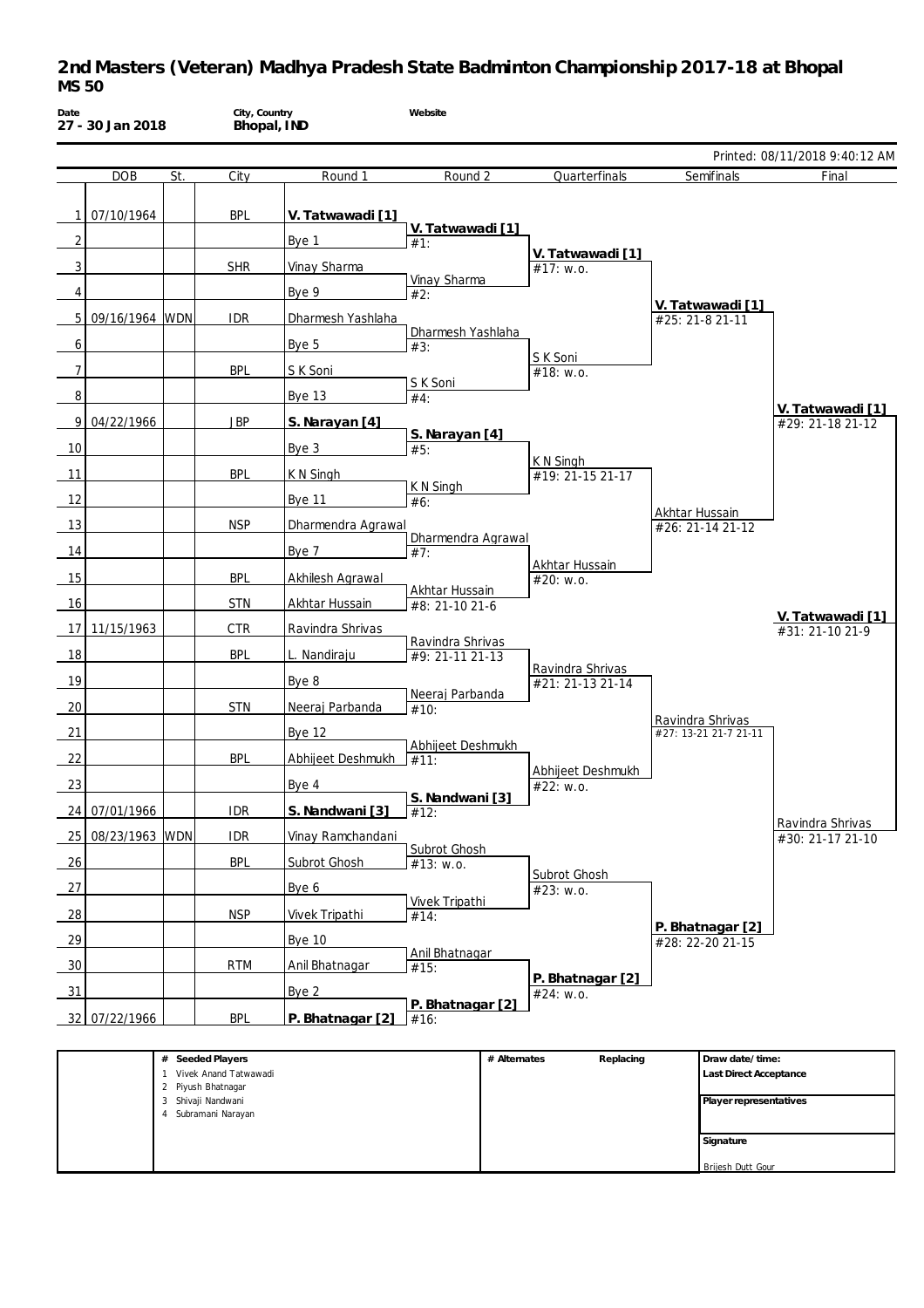# 2nd Masters (Veteran) Madhya Pradesh State Badminton Championship 2017-18 at Bhopal
## MS 50

**Date** 27 - 30 Jan 2018 | **City, Country** Bhopal, IND | **Website**

Printed: 08/11/2018 9:40:12 AM

| # | DOB | St. | City | Round 1 | Round 2 | Quarterfinals | Semifinals | Final |
|---|---|---|---|---|---|---|---|---|
| 1 | 07/10/1964 | | BPL | **V. Tatwawadi [1]** | | | | |
| | | | | | **V. Tatwawadi [1]** #1: | | | |
| 2 | | | | Bye 1 | | | | |
| | | | | | | **V. Tatwawadi [1]** #17: w.o. | | |
| 3 | | | SHR | Vinay Sharma | | | | |
| | | | | | Vinay Sharma #2: | | | |
| 4 | | | | Bye 9 | | | | |
| | | | | | | | **V. Tatwawadi [1]** #25: 21-8 21-11 | |
| 5 | 09/16/1964 | WDN | IDR | Dharmesh Yashlaha | | | | |
| | | | | | Dharmesh Yashlaha #3: | | | |
| 6 | | | | Bye 5 | | | | |
| | | | | | | S K Soni #18: w.o. | | |
| 7 | | | BPL | S K Soni | | | | |
| | | | | | S K Soni #4: | | | |
| 8 | | | | Bye 13 | | | | |
| | | | | | | | | **V. Tatwawadi [1]** #29: 21-18 21-12 |
| 9 | 04/22/1966 | | JBP | **S. Narayan [4]** | | | | |
| | | | | | **S. Narayan [4]** #5: | | | |
| 10 | | | | Bye 3 | | | | |
| | | | | | | K N Singh #19: 21-15 21-17 | | |
| 11 | | | BPL | K N Singh | | | | |
| | | | | | K N Singh #6: | | | |
| 12 | | | | Bye 11 | | | | |
| | | | | | | | Akhtar Hussain #26: 21-14 21-12 | |
| 13 | | | NSP | Dharmendra Agrawal | | | | |
| | | | | | Dharmendra Agrawal #7: | | | |
| 14 | | | | Bye 7 | | | | |
| | | | | | | Akhtar Hussain #20: w.o. | | |
| 15 | | | BPL | Akhilesh Agrawal | | | | |
| | | | | | Akhtar Hussain #8: 21-10 21-6 | | | |
| 16 | | | STN | Akhtar Hussain | | | | |
| | | | | | | | | **V. Tatwawadi [1]** #31: 21-10 21-9 |
| 17 | 11/15/1963 | | CTR | Ravindra Shrivas | | | | |
| | | | | | Ravindra Shrivas #9: 21-11 21-13 | | | |
| 18 | | | BPL | L. Nandiraju | | | | |
| | | | | | | Ravindra Shrivas #21: 21-13 21-14 | | |
| 19 | | | | Bye 8 | | | | |
| | | | | | Neeraj Parbanda #10: | | | |
| 20 | | | STN | Neeraj Parbanda | | | | |
| | | | | | | | Ravindra Shrivas #27: 13-21 21-7 21-11 | |
| 21 | | | | Bye 12 | | | | |
| | | | | | Abhijeet Deshmukh #11: | | | |
| 22 | | | BPL | Abhijeet Deshmukh | | | | |
| | | | | | | Abhijeet Deshmukh #22: w.o. | | |
| 23 | | | | Bye 4 | | | | |
| | | | | | **S. Nandwani [3]** #12: | | | |
| 24 | 07/01/1966 | | IDR | **S. Nandwani [3]** | | | | |
| | | | | | | | | Ravindra Shrivas #30: 21-17 21-10 |
| 25 | 08/23/1963 | WDN | IDR | Vinay Ramchandani | | | | |
| | | | | | Subrot Ghosh #13: w.o. | | | |
| 26 | | | BPL | Subrot Ghosh | | | | |
| | | | | | | Subrot Ghosh #23: w.o. | | |
| 27 | | | | Bye 6 | | | | |
| | | | | | Vivek Tripathi #14: | | | |
| 28 | | | NSP | Vivek Tripathi | | | | |
| | | | | | | | **P. Bhatnagar [2]** #28: 22-20 21-15 | |
| 29 | | | | Bye 10 | | | | |
| | | | | | Anil Bhatnagar #15: | | | |
| 30 | | | RTM | Anil Bhatnagar | | | | |
| | | | | | | **P. Bhatnagar [2]** #24: w.o. | | |
| 31 | | | | Bye 2 | | | | |
| | | | | | **P. Bhatnagar [2]** #16: | | | |
| 32 | 07/22/1966 | | BPL | **P. Bhatnagar [2]** | | | | |

| # Seeded Players | # Alternates | Replacing | Draw date/time: |
|---|---|---|---|
| 1 Vivek Anand Tatwawadi | | | **Last Direct Acceptance** |
| 2 Piyush Bhatnagar | | | |
| 3 Shivaji Nandwani | | | **Player representatives** |
| 4 Subramani Narayan | | | |
| | | | **Signature** |
| | | | Brijesh Dutt Gour |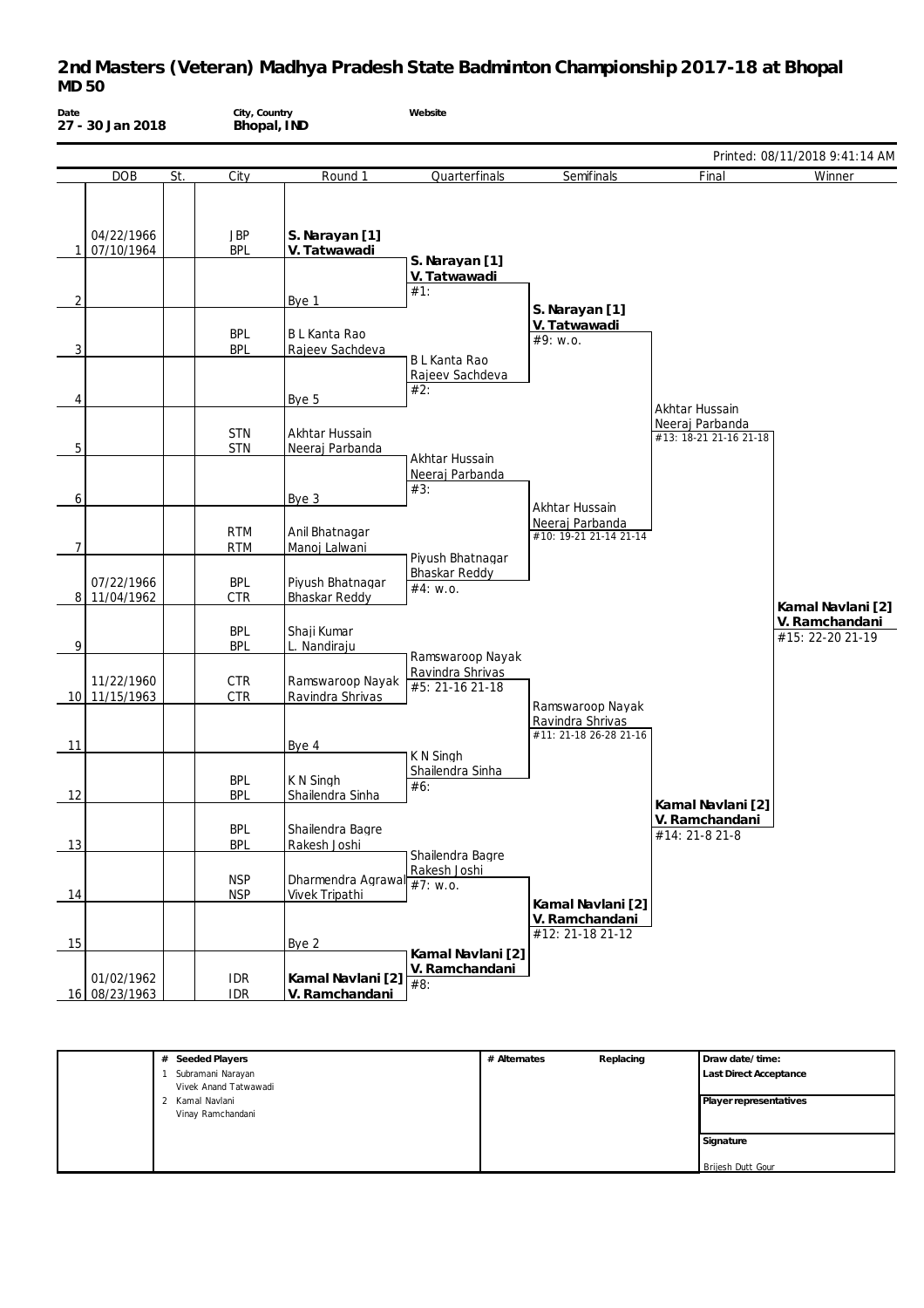# 2nd Masters (Veteran) Madhya Pradesh State Badminton Championship 2017-18 at Bhopal
## MD 50

**Date**
**27 - 30 Jan 2018**

**City, Country**
**Bhopal, IND**

**Website**

Printed: 08/11/2018 9:41:14 AM

| | DOB | St. | City | Round 1 | Quarterfinals | Semifinals | Final | Winner |
|---|---|---|---|---|---|---|---|---|
| 1 | 04/22/1966<br>07/10/1964 | | JBP<br>BPL | **S. Narayan [1]**<br>**V. Tatwawadi** | **S. Narayan [1]**<br>**V. Tatwawadi**<br>#1: | | | |
| 2 | | | | Bye 1 | | **S. Narayan [1]**<br>**V. Tatwawadi**<br>#9: w.o. | | |
| 3 | | | BPL<br>BPL | B L Kanta Rao<br>Rajeev Sachdeva | B L Kanta Rao<br>Rajeev Sachdeva<br>#2: | | | |
| 4 | | | | Bye 5 | | | Akhtar Hussain<br>Neeraj Parbanda<br>#13: 18-21 21-16 21-18 | |
| 5 | | | STN<br>STN | Akhtar Hussain<br>Neeraj Parbanda | Akhtar Hussain<br>Neeraj Parbanda<br>#3: | | | |
| 6 | | | | Bye 3 | | Akhtar Hussain<br>Neeraj Parbanda<br>#10: 19-21 21-14 21-14 | | |
| 7 | | | RTM<br>RTM | Anil Bhatnagar<br>Manoj Lalwani | Piyush Bhatnagar<br>Bhaskar Reddy<br>#4: w.o. | | | |
| 8 | 07/22/1966<br>11/04/1962 | | BPL<br>CTR | Piyush Bhatnagar<br>Bhaskar Reddy | | | | **Kamal Navlani [2]**<br>**V. Ramchandani**<br>#15: 22-20 21-19 |
| 9 | | | BPL<br>BPL | Shaji Kumar<br>L. Nandiraju | Ramswaroop Nayak<br>Ravindra Shrivas<br>#5: 21-16 21-18 | | | |
| 10 | 11/22/1960<br>11/15/1963 | | CTR<br>CTR | Ramswaroop Nayak<br>Ravindra Shrivas | | Ramswaroop Nayak<br>Ravindra Shrivas<br>#11: 21-18 26-28 21-16 | | |
| 11 | | | | Bye 4 | K N Singh<br>Shailendra Sinha<br>#6: | | | |
| 12 | | | BPL<br>BPL | K N Singh<br>Shailendra Sinha | | | **Kamal Navlani [2]**<br>**V. Ramchandani**<br>#14: 21-8 21-8 | |
| 13 | | | BPL<br>BPL | Shailendra Bagre<br>Rakesh Joshi | Shailendra Bagre<br>Rakesh Joshi<br>#7: w.o. | | | |
| 14 | | | NSP<br>NSP | Dharmendra Agrawal<br>Vivek Tripathi | | **Kamal Navlani [2]**<br>**V. Ramchandani**<br>#12: 21-18 21-12 | | |
| 15 | | | | Bye 2 | **Kamal Navlani [2]**<br>**V. Ramchandani**<br>#8: | | | |
| 16 | 01/02/1962<br>08/23/1963 | | IDR<br>IDR | **Kamal Navlani [2]**<br>**V. Ramchandani** | | | | |

| # Seeded Players | # Alternates | Replacing | Draw date/time: |
|---|---|---|---|
| 1 Subramani Narayan<br>Vivek Anand Tatwawadi | | | **Last Direct Acceptance** |
| 2 Kamal Navlani<br>Vinay Ramchandani | | | **Player representatives** |
| | | | **Signature**<br>Brijesh Dutt Gour |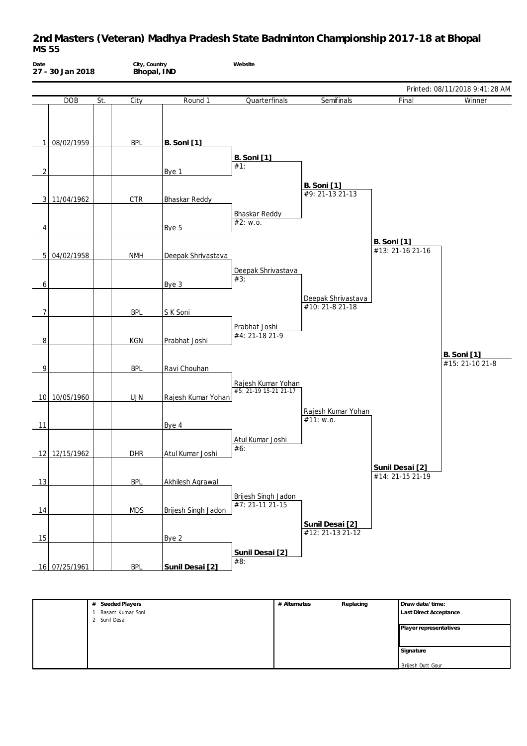# 2nd Masters (Veteran) Madhya Pradesh State Badminton Championship 2017-18 at Bhopal

## MS 55

**Date**: 27 - 30 Jan 2018
**City, Country**: Bhopal, IND
**Website**:

Printed: 08/11/2018 9:41:28 AM

| | DOB | St. | City | Round 1 | Quarterfinals | Semifinals | Final | Winner |
|---|---|---|---|---|---|---|---|---|
| 1 | 08/02/1959 | | BPL | **B. Soni [1]** | | | | |
| | | | | | **B. Soni [1]** #1: | | | |
| 2 | | | | Bye 1 | | | | |
| | | | | | | **B. Soni [1]** #9: 21-13 21-13 | | |
| 3 | 11/04/1962 | | CTR | Bhaskar Reddy | | | | |
| | | | | | Bhaskar Reddy #2: w.o. | | | |
| 4 | | | | Bye 5 | | | | |
| | | | | | | | **B. Soni [1]** #13: 21-16 21-16 | |
| 5 | 04/02/1958 | | NMH | Deepak Shrivastava | | | | |
| | | | | | Deepak Shrivastava #3: | | | |
| 6 | | | | Bye 3 | | | | |
| | | | | | | Deepak Shrivastava #10: 21-8 21-18 | | |
| 7 | | | BPL | S K Soni | | | | |
| | | | | | Prabhat Joshi #4: 21-18 21-9 | | | |
| 8 | | | KGN | Prabhat Joshi | | | | |
| | | | | | | | | **B. Soni [1]** #15: 21-10 21-8 |
| 9 | | | BPL | Ravi Chouhan | | | | |
| | | | | | Rajesh Kumar Yohan #5: 21-19 15-21 21-17 | | | |
| 10 | 10/05/1960 | | UJN | Rajesh Kumar Yohan | | | | |
| | | | | | | Rajesh Kumar Yohan #11: w.o. | | |
| 11 | | | | Bye 4 | | | | |
| | | | | | Atul Kumar Joshi #6: | | | |
| 12 | 12/15/1962 | | DHR | Atul Kumar Joshi | | | | |
| | | | | | | | **Sunil Desai [2]** #14: 21-15 21-19 | |
| 13 | | | BPL | Akhilesh Agrawal | | | | |
| | | | | | Brijesh Singh Jadon #7: 21-11 21-15 | | | |
| 14 | | | MDS | Brijesh Singh Jadon | | | | |
| | | | | | | **Sunil Desai [2]** #12: 21-13 21-12 | | |
| 15 | | | | Bye 2 | | | | |
| | | | | | **Sunil Desai [2]** #8: | | | |
| 16 | 07/25/1961 | | BPL | **Sunil Desai [2]** | | | | |

| # Seeded Players | # Alternates | Replacing | Draw date/time: |
|---|---|---|---|
| 1 Basant Kumar Soni | | | Last Direct Acceptance |
| 2 Sunil Desai | | | Player representatives |
| | | | Signature |
| | | | Brijesh Dutt Gour |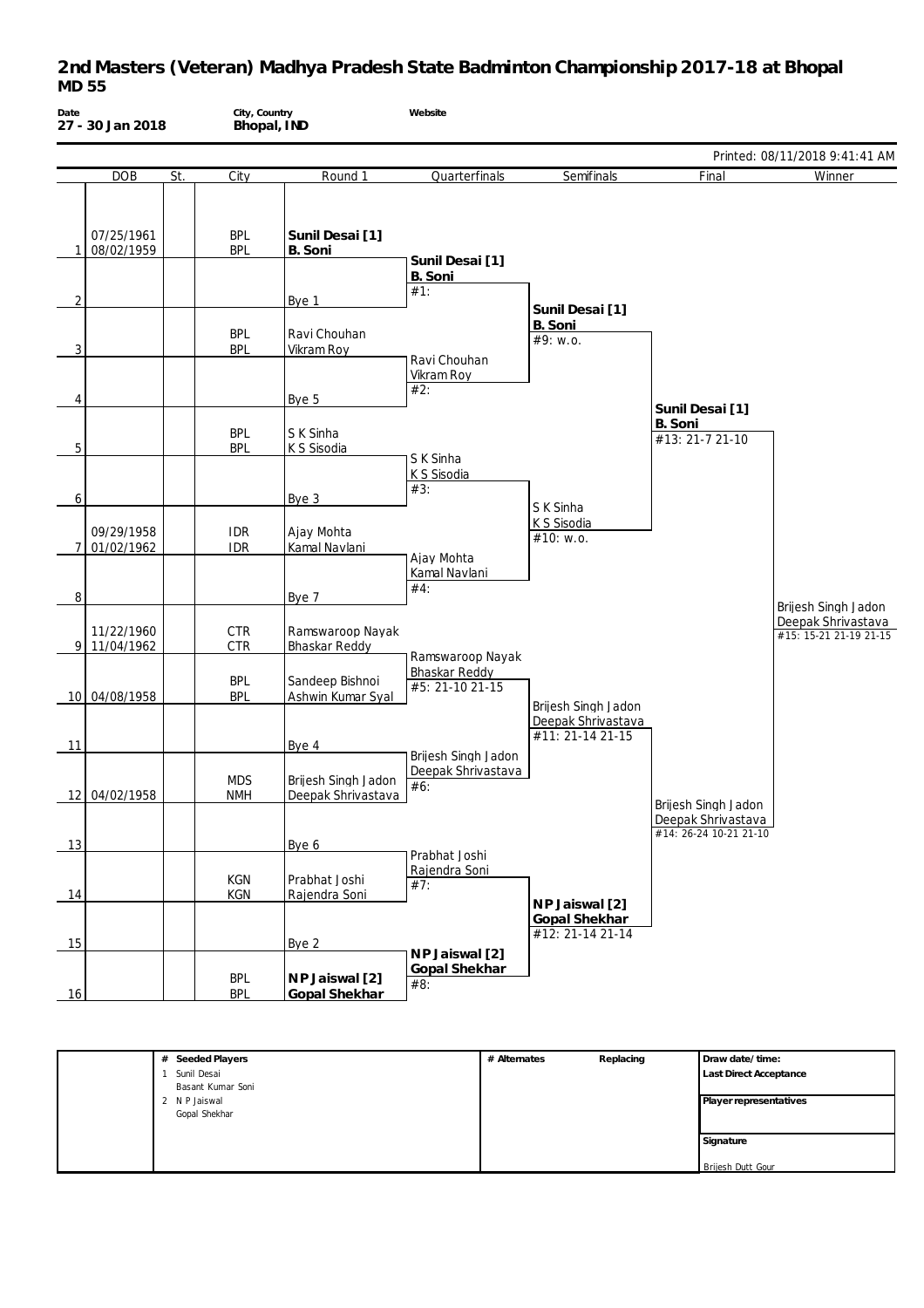# 2nd Masters (Veteran) Madhya Pradesh State Badminton Championship 2017-18 at Bhopal

## MD 55

| Date | City, Country | Website |
|---|---|---|
| 27 - 30 Jan 2018 | Bhopal, IND | |

Printed: 08/11/2018 9:41:41 AM

| # | DOB | St. | City | Round 1 | Quarterfinals | Semifinals | Final | Winner |
|---|---|---|---|---|---|---|---|---|
| 1 | 07/25/1961<br>08/02/1959 | | BPL<br>BPL | **Sunil Desai [1]**<br>**B. Soni** | **Sunil Desai [1]**<br>**B. Soni**<br>#1: | | | |
| 2 | | | | Bye 1 | | **Sunil Desai [1]**<br>**B. Soni**<br>#9: w.o. | | |
| 3 | | | BPL<br>BPL | Ravi Chouhan<br>Vikram Roy | Ravi Chouhan<br>Vikram Roy<br>#2: | | | |
| 4 | | | | Bye 5 | | | **Sunil Desai [1]**<br>**B. Soni**<br>#13: 21-7 21-10 | |
| 5 | | | BPL<br>BPL | S K Sinha<br>K S Sisodia | S K Sinha<br>K S Sisodia<br>#3: | | | |
| 6 | | | | Bye 3 | | S K Sinha<br>K S Sisodia<br>#10: w.o. | | |
| 7 | 09/29/1958<br>01/02/1962 | | IDR<br>IDR | Ajay Mohta<br>Kamal Navlani | Ajay Mohta<br>Kamal Navlani<br>#4: | | | |
| 8 | | | | Bye 7 | | | | Brijesh Singh Jadon<br>Deepak Shrivastava<br>#15: 15-21 21-19 21-15 |
| 9 | 11/22/1960<br>11/04/1962 | | CTR<br>CTR | Ramswaroop Nayak<br>Bhaskar Reddy | Ramswaroop Nayak<br>Bhaskar Reddy<br>#5: 21-10 21-15 | | | |
| 10 | 04/08/1958 | | BPL<br>BPL | Sandeep Bishnoi<br>Ashwin Kumar Syal | | Brijesh Singh Jadon<br>Deepak Shrivastava<br>#11: 21-14 21-15 | | |
| 11 | | | | Bye 4 | Brijesh Singh Jadon<br>Deepak Shrivastava<br>#6: | | | |
| 12 | 04/02/1958 | | MDS<br>NMH | Brijesh Singh Jadon<br>Deepak Shrivastava | | | Brijesh Singh Jadon<br>Deepak Shrivastava<br>#14: 26-24 10-21 21-10 | |
| 13 | | | | Bye 6 | Prabhat Joshi<br>Rajendra Soni<br>#7: | | | |
| 14 | | | KGN<br>KGN | Prabhat Joshi<br>Rajendra Soni | | **N P Jaiswal [2]**<br>**Gopal Shekhar**<br>#12: 21-14 21-14 | | |
| 15 | | | | Bye 2 | **N P Jaiswal [2]**<br>**Gopal Shekhar**<br>#8: | | | |
| 16 | | | BPL<br>BPL | **N P Jaiswal [2]**<br>**Gopal Shekhar** | | | | |

| # Seeded Players | # Alternates | Replacing | Draw date/time: |
|---|---|---|---|
| 1 Sunil Desai<br>Basant Kumar Soni | | | Last Direct Acceptance |
| 2 N P Jaiswal<br>Gopal Shekhar | | | Player representatives |
| | | | Signature<br>Brijesh Dutt Gour |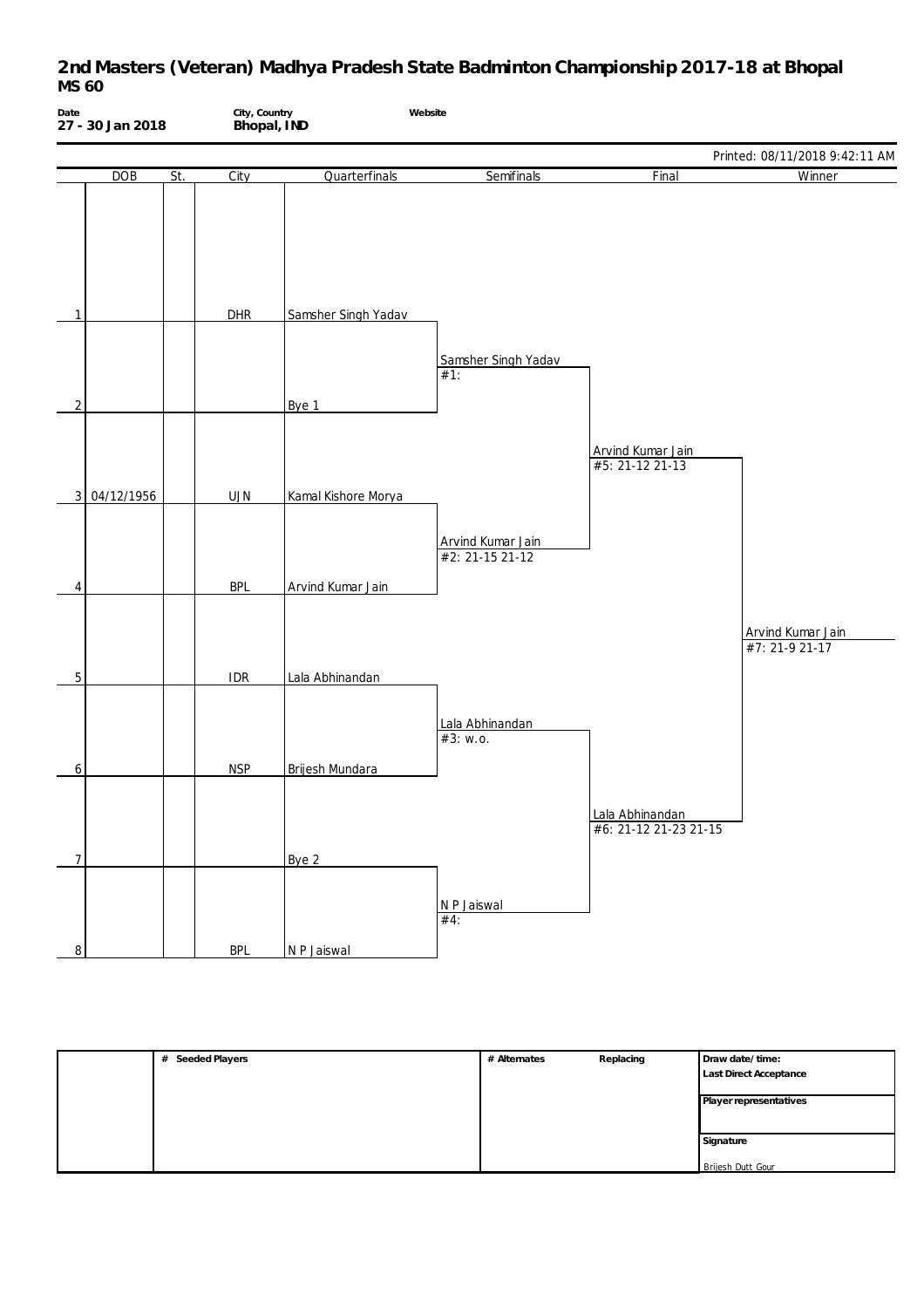# 2nd Masters (Veteran) Madhya Pradesh State Badminton Championship 2017-18 at Bhopal
## MS 60

**Date**
**27 - 30 Jan 2018**

**City, Country**
**Bhopal, IND**

**Website**

Printed: 08/11/2018 9:42:11 AM

| | DOB | St. | City | Quarterfinals | Semifinals | Final | Winner |
|---|---|---|---|---|---|---|---|
| 1 | | | DHR | Samsher Singh Yadav | | | |
| | | | | | Samsher Singh Yadav<br>#1: | | |
| 2 | | | | Bye 1 | | | |
| | | | | | | Arvind Kumar Jain<br>#5: 21-12 21-13 | |
| 3 | 04/12/1956 | | UJN | Kamal Kishore Morya | | | |
| | | | | | Arvind Kumar Jain<br>#2: 21-15 21-12 | | |
| 4 | | | BPL | Arvind Kumar Jain | | | |
| | | | | | | | Arvind Kumar Jain<br>#7: 21-9 21-17 |
| 5 | | | IDR | Lala Abhinandan | | | |
| | | | | | Lala Abhinandan<br>#3: w.o. | | |
| 6 | | | NSP | Brijesh Mundara | | | |
| | | | | | | Lala Abhinandan<br>#6: 21-12 21-23 21-15 | |
| 7 | | | | Bye 2 | | | |
| | | | | | N P Jaiswal<br>#4: | | |
| 8 | | | BPL | N P Jaiswal | | | |

| # Seeded Players | # Alternates | Replacing | Draw date/time: |
|---|---|---|---|
| | | | Last Direct Acceptance |
| | | | Player representatives |
| | | | Signature |
| | | | Brijesh Dutt Gour |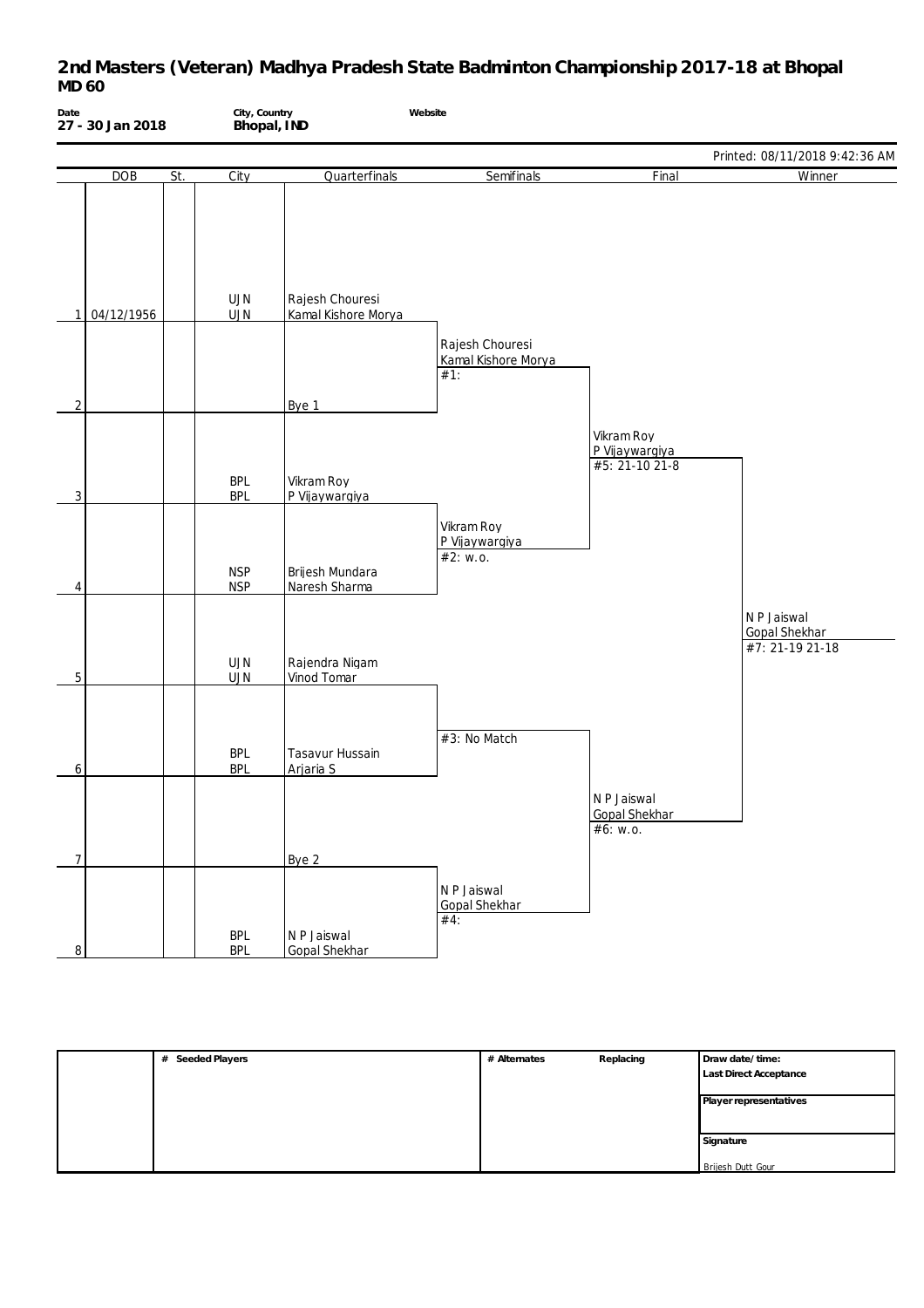# 2nd Masters (Veteran) Madhya Pradesh State Badminton Championship 2017-18 at Bhopal

**MD 60**

| Date | City, Country | Website |
|---|---|---|
| 27 - 30 Jan 2018 | Bhopal, IND | |

Printed: 08/11/2018 9:42:36 AM

| | DOB | St. | City | Quarterfinals | Semifinals | Final | Winner |
|---|---|---|---|---|---|---|---|
| 1 | 04/12/1956 | | UJN<br>UJN | Rajesh Chouresi<br>Kamal Kishore Morya | | | |
| | | | | | Rajesh Chouresi<br>Kamal Kishore Morya<br>#1: | | |
| 2 | | | | Bye 1 | | | |
| | | | | | | Vikram Roy<br>P Vijaywargiya<br>#5: 21-10 21-8 | |
| 3 | | | BPL<br>BPL | Vikram Roy<br>P Vijaywargiya | | | |
| | | | | | Vikram Roy<br>P Vijaywargiya<br>#2: w.o. | | |
| 4 | | | NSP<br>NSP | Brijesh Mundara<br>Naresh Sharma | | | |
| | | | | | | | N P Jaiswal<br>Gopal Shekhar<br>#7: 21-19 21-18 |
| 5 | | | UJN<br>UJN | Rajendra Nigam<br>Vinod Tomar | | | |
| | | | | | #3: No Match | | |
| 6 | | | BPL<br>BPL | Tasavur Hussain<br>Arjaria S | | | |
| | | | | | | N P Jaiswal<br>Gopal Shekhar<br>#6: w.o. | |
| 7 | | | | Bye 2 | | | |
| | | | | | N P Jaiswal<br>Gopal Shekhar<br>#4: | | |
| 8 | | | BPL<br>BPL | N P Jaiswal<br>Gopal Shekhar | | | |

| # Seeded Players | # Alternates | Replacing | Draw date/time: |
|---|---|---|---|
| | | | Last Direct Acceptance |
| | | | Player representatives |
| | | | Signature |
| | | | Brijesh Dutt Gour |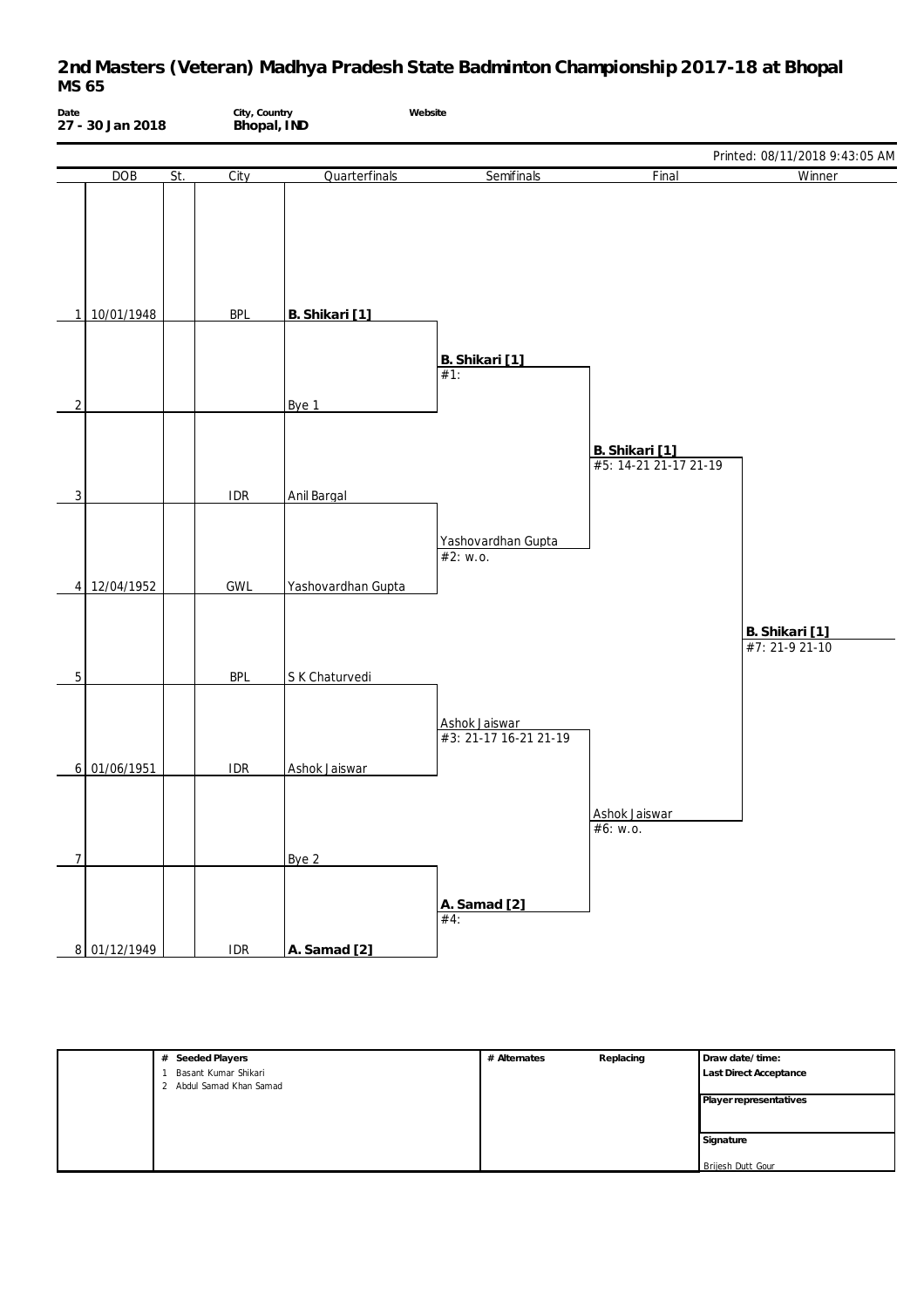# 2nd Masters (Veteran) Madhya Pradesh State Badminton Championship 2017-18 at Bhopal
## MS 65

**Date**
**27 - 30 Jan 2018**

**City, Country**
**Bhopal, IND**

**Website**

Printed: 08/11/2018 9:43:05 AM

| | DOB | St. | City | Quarterfinals | Semifinals | Final | Winner |
|---|---|---|---|---|---|---|---|
| 1 | 10/01/1948 | | BPL | **B. Shikari [1]** | | | |
| | | | | | **B. Shikari [1]** #1: | | |
| 2 | | | | Bye 1 | | | |
| | | | | | | **B. Shikari [1]** #5: 14-21 21-17 21-19 | |
| 3 | | | IDR | Anil Bargal | | | |
| | | | | | Yashovardhan Gupta #2: w.o. | | |
| 4 | 12/04/1952 | | GWL | Yashovardhan Gupta | | | |
| | | | | | | | **B. Shikari [1]** #7: 21-9 21-10 |
| 5 | | | BPL | S K Chaturvedi | | | |
| | | | | | Ashok Jaiswar #3: 21-17 16-21 21-19 | | |
| 6 | 01/06/1951 | | IDR | Ashok Jaiswar | | | |
| | | | | | | Ashok Jaiswar #6: w.o. | |
| 7 | | | | Bye 2 | | | |
| | | | | | **A. Samad [2]** #4: | | |
| 8 | 01/12/1949 | | IDR | **A. Samad [2]** | | | |

| # Seeded Players | # Alternates | Replacing | Draw date/time: |
|---|---|---|---|
| 1 Basant Kumar Shikari | | | Last Direct Acceptance |
| 2 Abdul Samad Khan Samad | | | Player representatives |
| | | | Signature |
| | | | Brijesh Dutt Gour |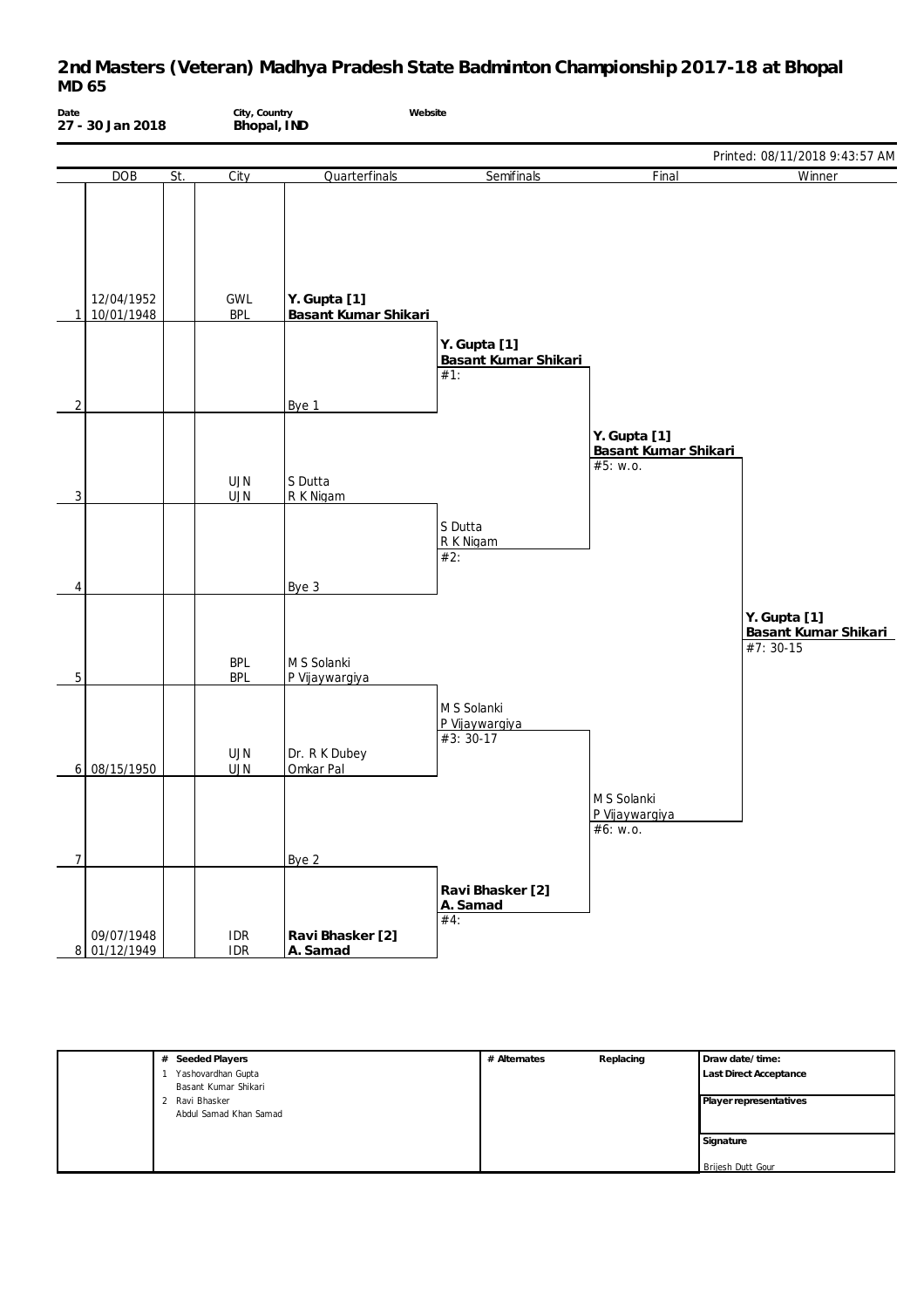# 2nd Masters (Veteran) Madhya Pradesh State Badminton Championship 2017-18 at Bhopal
## MD 65

| Date | City, Country | Website |
|---|---|---|
| 27 - 30 Jan 2018 | Bhopal, IND | |

Printed: 08/11/2018 9:43:57 AM

| # | DOB | St. | City | Quarterfinals | Semifinals | Final | Winner |
|---|---|---|---|---|---|---|---|
| 1 | 12/04/1952<br>10/01/1948 | | GWL<br>BPL | **Y. Gupta [1]**<br>**Basant Kumar Shikari** | | | |
| | | | | | **Y. Gupta [1]**<br>**Basant Kumar Shikari**<br>#1: | | |
| 2 | | | | Bye 1 | | | |
| | | | | | | **Y. Gupta [1]**<br>**Basant Kumar Shikari**<br>#5: w.o. | |
| 3 | | | UJN<br>UJN | S Dutta<br>R K Nigam | | | |
| | | | | | S Dutta<br>R K Nigam<br>#2: | | |
| 4 | | | | Bye 3 | | | |
| | | | | | | | **Y. Gupta [1]**<br>**Basant Kumar Shikari**<br>#7: 30-15 |
| 5 | | | BPL<br>BPL | M S Solanki<br>P Vijaywargiya | | | |
| | | | | | M S Solanki<br>P Vijaywargiya<br>#3: 30-17 | | |
| 6 | 08/15/1950 | | UJN<br>UJN | Dr. R K Dubey<br>Omkar Pal | | | |
| | | | | | | M S Solanki<br>P Vijaywargiya<br>#6: w.o. | |
| 7 | | | | Bye 2 | | | |
| | | | | | **Ravi Bhasker [2]**<br>**A. Samad**<br>#4: | | |
| 8 | 09/07/1948<br>01/12/1949 | | IDR<br>IDR | **Ravi Bhasker [2]**<br>**A. Samad** | | | |

| # Seeded Players | # Alternates | Replacing | Draw date/time: |
|---|---|---|---|
| 1 Yashovardhan Gupta<br>Basant Kumar Shikari | | | Last Direct Acceptance |
| 2 Ravi Bhasker<br>Abdul Samad Khan Samad | | | Player representatives |
| | | | Signature<br>Brijesh Dutt Gour |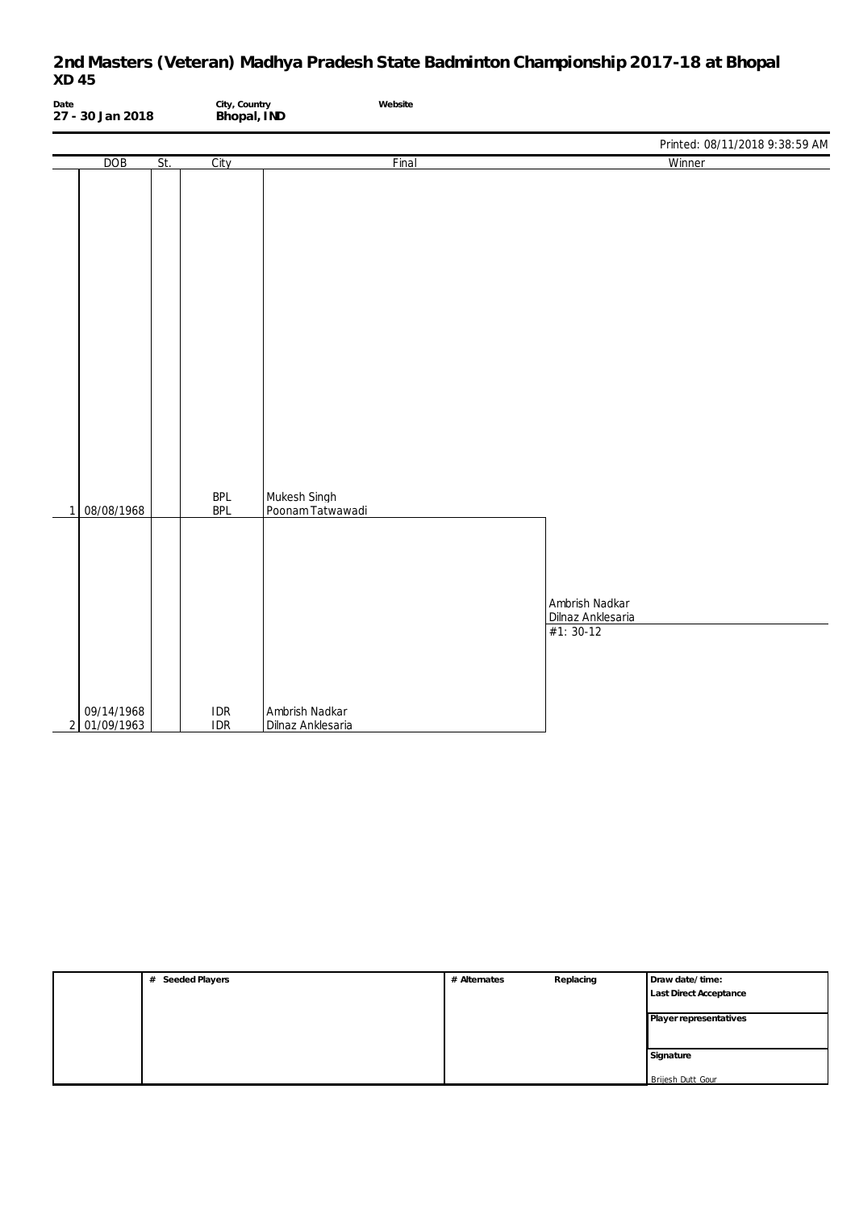# 2nd Masters (Veteran) Madhya Pradesh State Badminton Championship 2017-18 at Bhopal
## XD 45

**Date**
**27 - 30 Jan 2018**

**City, Country**
**Bhopal, IND**

**Website**

Printed: 08/11/2018 9:38:59 AM

| | DOB | St. | City | Final | Winner |
|---|---|---|---|---|---|
| 1 | 08/08/1968 | | BPL<br>BPL | Mukesh Singh<br>Poonam Tatwawadi | |
| | | | | | Ambrish Nadkar<br>Dilnaz Anklesaria<br>#1: 30-12 |
| 2 | 09/14/1968<br>01/09/1963 | | IDR<br>IDR | Ambrish Nadkar<br>Dilnaz Anklesaria | |

| | # Seeded Players | # Alternates | Replacing | Draw date/time: |
|---|---|---|---|---|
| | | | | Last Direct Acceptance |
| | | | | Player representatives |
| | | | | Signature<br>Brijesh Dutt Gour |